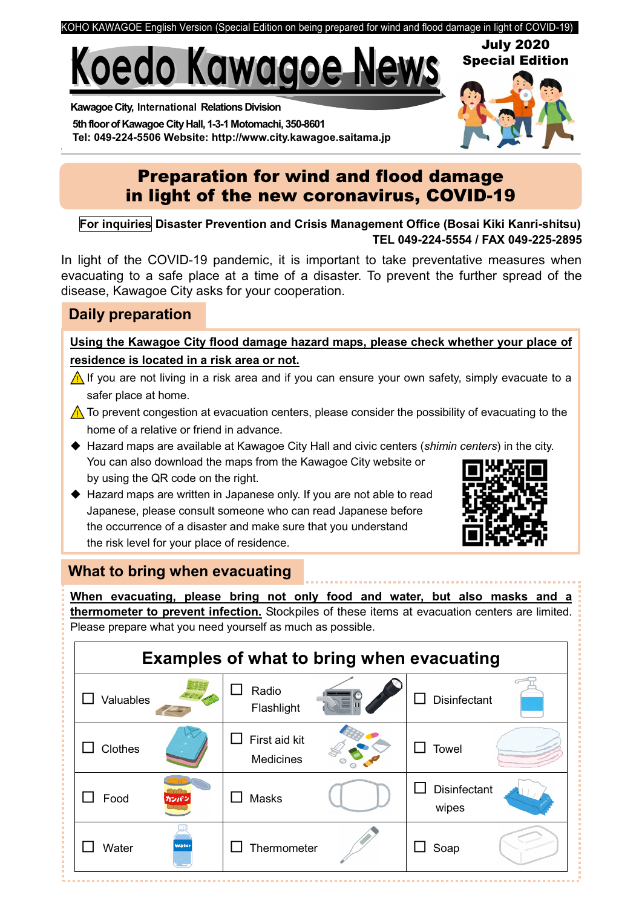KOHO KAWAGOE English Version (Special Edition on being prepared for wind and flood damage in light of COVID-19)

# Koedo Kawagoe News

**July 2020**
**Special Edition**

**Kawagoe City, International Relations Division**
**5th floor of Kawagoe City Hall, 1-3-1 Motomachi, 350-8601**
**Tel: 049-224-5506 Website: http://www.city.kawagoe.saitama.jp**

## Preparation for wind and flood damage in light of the new coronavirus, COVID-19

**For inquiries** **Disaster Prevention and Crisis Management Office (Bosai Kiki Kanri-shitsu)**
**TEL 049-224-5554 / FAX 049-225-2895**

In light of the COVID-19 pandemic, it is important to take preventative measures when evacuating to a safe place at a time of a disaster. To prevent the further spread of the disease, Kawagoe City asks for your cooperation.

### Daily preparation

**Using the Kawagoe City flood damage hazard maps, please check whether your place of residence is located in a risk area or not.**

⚠ If you are not living in a risk area and if you can ensure your own safety, simply evacuate to a safer place at home.

⚠ To prevent congestion at evacuation centers, please consider the possibility of evacuating to the home of a relative or friend in advance.

- Hazard maps are available at Kawagoe City Hall and civic centers (*shimin centers*) in the city. You can also download the maps from the Kawagoe City website or by using the QR code on the right.
- Hazard maps are written in Japanese only. If you are not able to read Japanese, please consult someone who can read Japanese before the occurrence of a disaster and make sure that you understand the risk level for your place of residence.

### What to bring when evacuating

**When evacuating, please bring not only food and water, but also masks and a thermometer to prevent infection.** Stockpiles of these items at evacuation centers are limited. Please prepare what you need yourself as much as possible.

| Examples of what to bring when evacuating | | |
|---|---|---|
| ☐ Valuables | ☐ Radio Flashlight | ☐ Disinfectant |
| ☐ Clothes | ☐ First aid kit Medicines | ☐ Towel |
| ☐ Food | ☐ Masks | ☐ Disinfectant wipes |
| ☐ Water | ☐ Thermometer | ☐ Soap |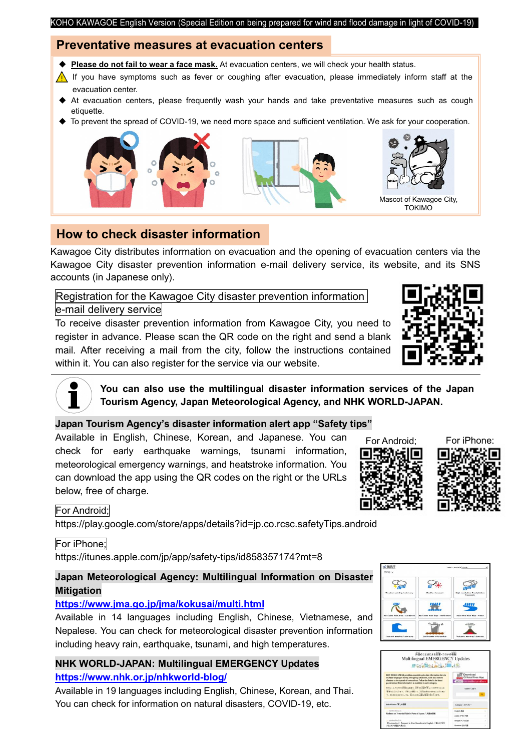## Preventative measures at evacuation centers

- **Please do not fail to wear a face mask.** At evacuation centers, we will check your health status.
- ⚠ If you have symptoms such as fever or coughing after evacuation, please immediately inform staff at the evacuation center.
- At evacuation centers, please frequently wash your hands and take preventative measures such as cough etiquette.
- To prevent the spread of COVID-19, we need more space and sufficient ventilation. We ask for your cooperation.

Mascot of Kawagoe City, TOKIMO

## How to check disaster information

Kawagoe City distributes information on evacuation and the opening of evacuation centers via the Kawagoe City disaster prevention information e-mail delivery service, its website, and its SNS accounts (in Japanese only).

### Registration for the Kawagoe City disaster prevention information e-mail delivery service

To receive disaster prevention information from Kawagoe City, you need to register in advance. Please scan the QR code on the right and send a blank mail. After receiving a mail from the city, follow the instructions contained within it. You can also register for the service via our website.

**You can also use the multilingual disaster information services of the Japan Tourism Agency, Japan Meteorological Agency, and NHK WORLD-JAPAN.**

### Japan Tourism Agency's disaster information alert app "Safety tips"

Available in English, Chinese, Korean, and Japanese. You can check for early earthquake warnings, tsunami information, meteorological emergency warnings, and heatstroke information. You can download the app using the QR codes on the right or the URLs below, free of charge.

For Android;
https://play.google.com/store/apps/details?id=jp.co.rcsc.safetyTips.android

For iPhone;
https://itunes.apple.com/jp/app/safety-tips/id858357174?mt=8

### Japan Meteorological Agency: Multilingual Information on Disaster Mitigation

**https://www.jma.go.jp/jma/kokusai/multi.html**

Available in 14 languages including English, Chinese, Vietnamese, and Nepalese. You can check for meteorological disaster prevention information including heavy rain, earthquake, tsunami, and high temperatures.

### NHK WORLD-JAPAN: Multilingual EMERGENCY Updates

**https://www.nhk.or.jp/nhkworld-blog/**

Available in 19 languages including English, Chinese, Korean, and Thai. You can check for information on natural disasters, COVID-19, etc.